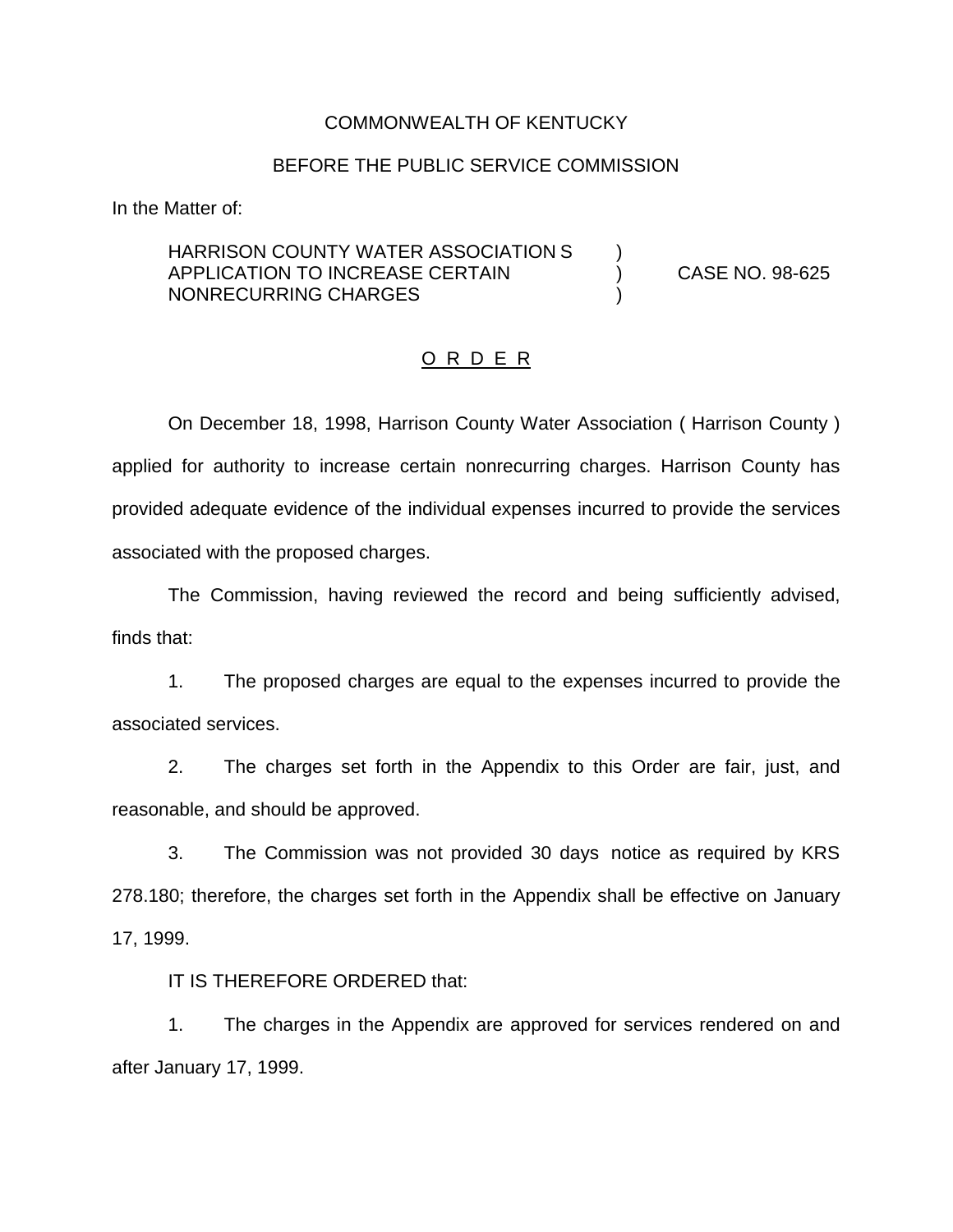COMMONWEALTH OF KENTUCKY

BEFORE THE PUBLIC SERVICE COMMISSION

In the Matter of:

HARRISON COUNTY WATER ASSOCIATION S APPLICATION TO INCREASE CERTAIN NONRECURRING CHARGES ) ) ) CASE NO. 98-625

O R D E R

On December 18, 1998, Harrison County Water Association ( Harrison County ) applied for authority to increase certain nonrecurring charges. Harrison County has provided adequate evidence of the individual expenses incurred to provide the services associated with the proposed charges.

The Commission, having reviewed the record and being sufficiently advised, finds that:

1. The proposed charges are equal to the expenses incurred to provide the associated services.

2. The charges set forth in the Appendix to this Order are fair, just, and reasonable, and should be approved.

3. The Commission was not provided 30 days notice as required by KRS 278.180; therefore, the charges set forth in the Appendix shall be effective on January 17, 1999.

IT IS THEREFORE ORDERED that:

1. The charges in the Appendix are approved for services rendered on and after January 17, 1999.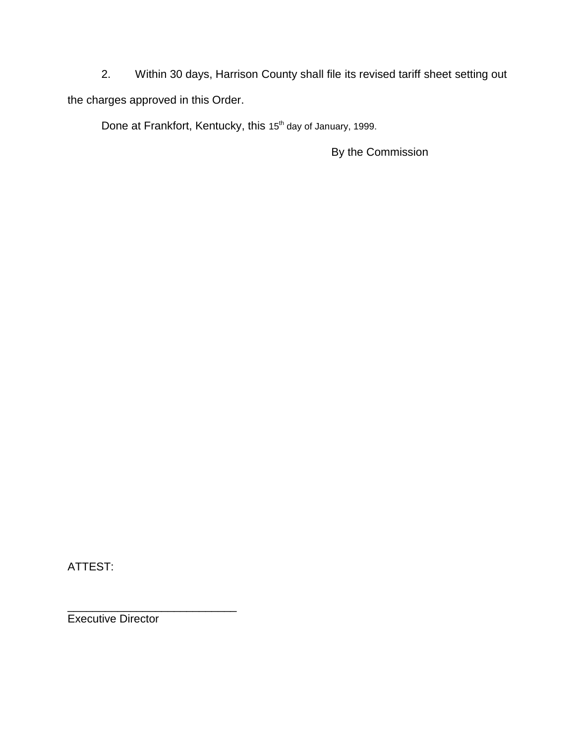2. Within 30 days, Harrison County shall file its revised tariff sheet setting out the charges approved in this Order.

Done at Frankfort, Kentucky, this 15th day of January, 1999.

By the Commission

ATTEST:

___________________________
Executive Director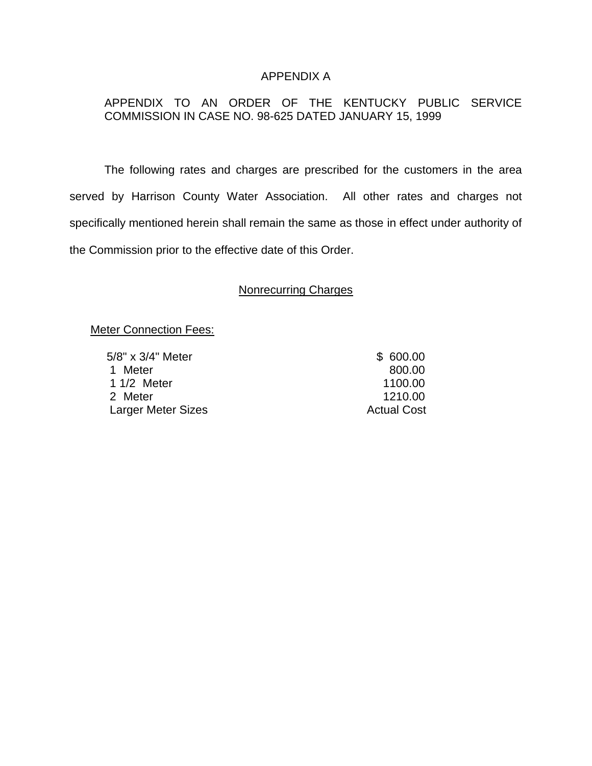# APPENDIX A

APPENDIX TO AN ORDER OF THE KENTUCKY PUBLIC SERVICE COMMISSION IN CASE NO. 98-625 DATED JANUARY 15, 1999

The following rates and charges are prescribed for the customers in the area served by Harrison County Water Association. All other rates and charges not specifically mentioned herein shall remain the same as those in effect under authority of the Commission prior to the effective date of this Order.

## Nonrecurring Charges

Meter Connection Fees:

| | |
|---|---|
| 5/8" x 3/4" Meter | $ 600.00 |
| 1 Meter | 800.00 |
| 1 1/2 Meter | 1100.00 |
| 2 Meter | 1210.00 |
| Larger Meter Sizes | Actual Cost |